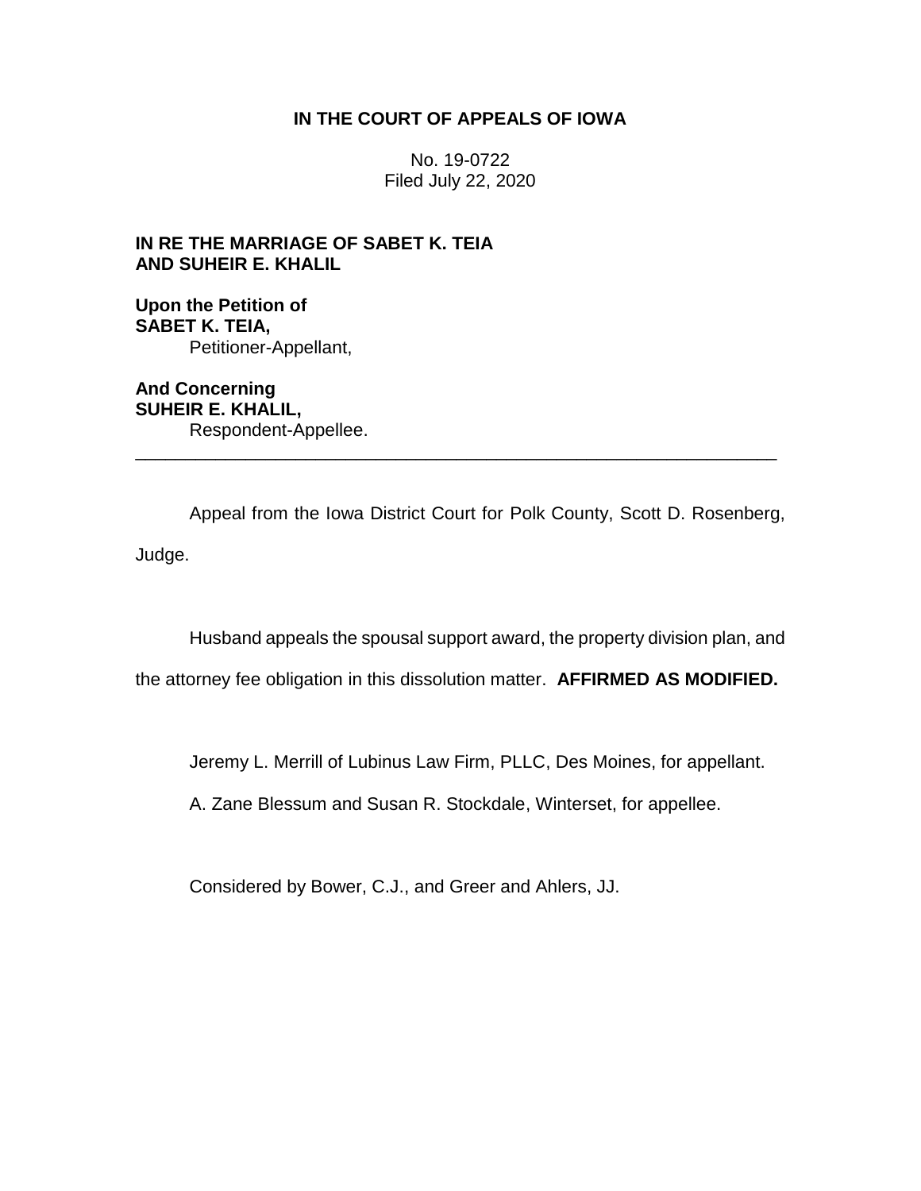**IN THE COURT OF APPEALS OF IOWA**

No. 19-0722
Filed July 22, 2020

**IN RE THE MARRIAGE OF SABET K. TEIA AND SUHEIR E. KHALIL**

**Upon the Petition of SABET K. TEIA,**
Petitioner-Appellant,

**And Concerning SUHEIR E. KHALIL,**
Respondent-Appellee.

---

Appeal from the Iowa District Court for Polk County, Scott D. Rosenberg, Judge.

Husband appeals the spousal support award, the property division plan, and the attorney fee obligation in this dissolution matter. **AFFIRMED AS MODIFIED.**

Jeremy L. Merrill of Lubinus Law Firm, PLLC, Des Moines, for appellant.

A. Zane Blessum and Susan R. Stockdale, Winterset, for appellee.

Considered by Bower, C.J., and Greer and Ahlers, JJ.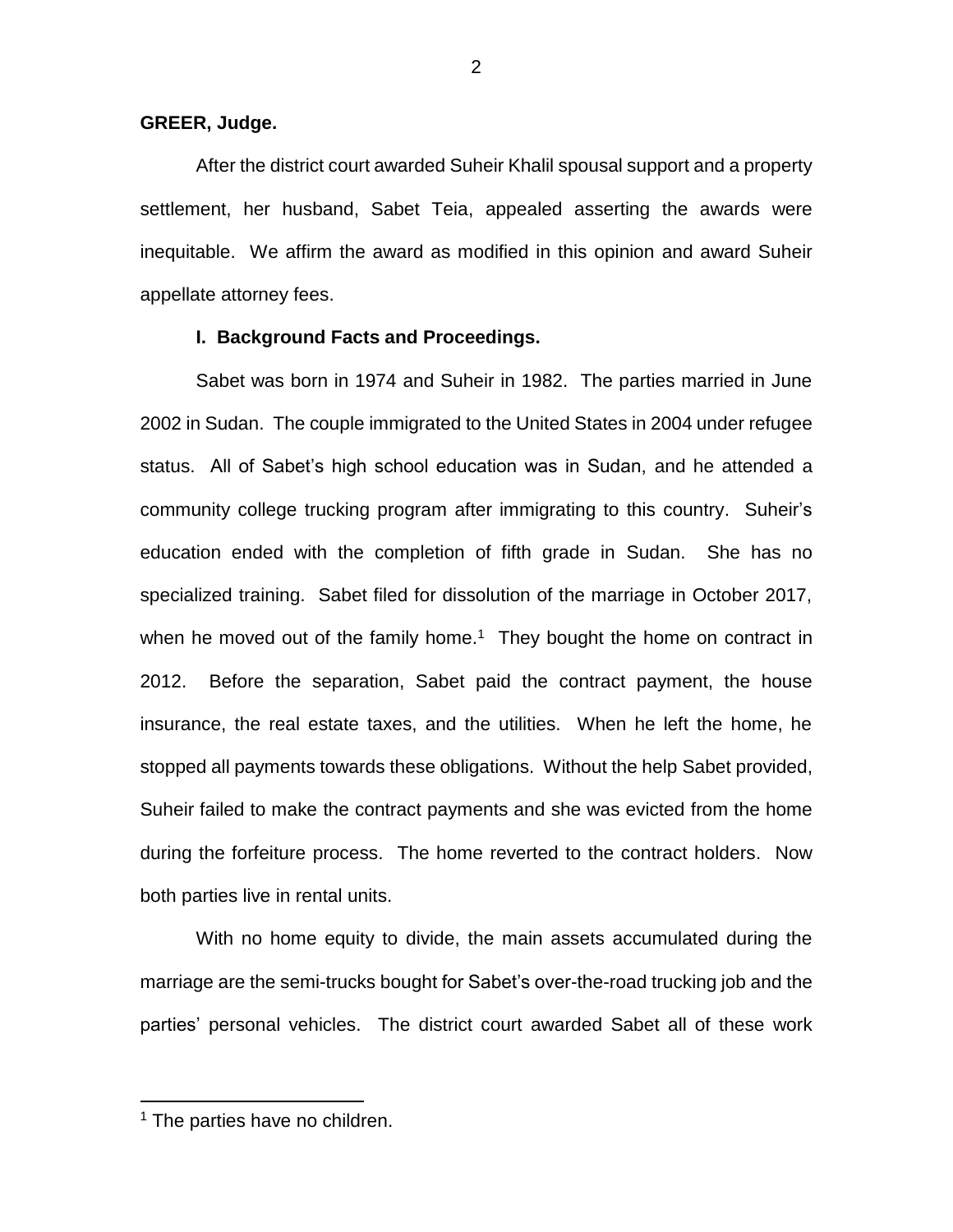**GREER, Judge.**

After the district court awarded Suheir Khalil spousal support and a property settlement, her husband, Sabet Teia, appealed asserting the awards were inequitable. We affirm the award as modified in this opinion and award Suheir appellate attorney fees.

**I. Background Facts and Proceedings.**

Sabet was born in 1974 and Suheir in 1982. The parties married in June 2002 in Sudan. The couple immigrated to the United States in 2004 under refugee status. All of Sabet's high school education was in Sudan, and he attended a community college trucking program after immigrating to this country. Suheir's education ended with the completion of fifth grade in Sudan. She has no specialized training. Sabet filed for dissolution of the marriage in October 2017, when he moved out of the family home.[1] They bought the home on contract in 2012. Before the separation, Sabet paid the contract payment, the house insurance, the real estate taxes, and the utilities. When he left the home, he stopped all payments towards these obligations. Without the help Sabet provided, Suheir failed to make the contract payments and she was evicted from the home during the forfeiture process. The home reverted to the contract holders. Now both parties live in rental units.

With no home equity to divide, the main assets accumulated during the marriage are the semi-trucks bought for Sabet's over-the-road trucking job and the parties' personal vehicles. The district court awarded Sabet all of these work

[1] The parties have no children.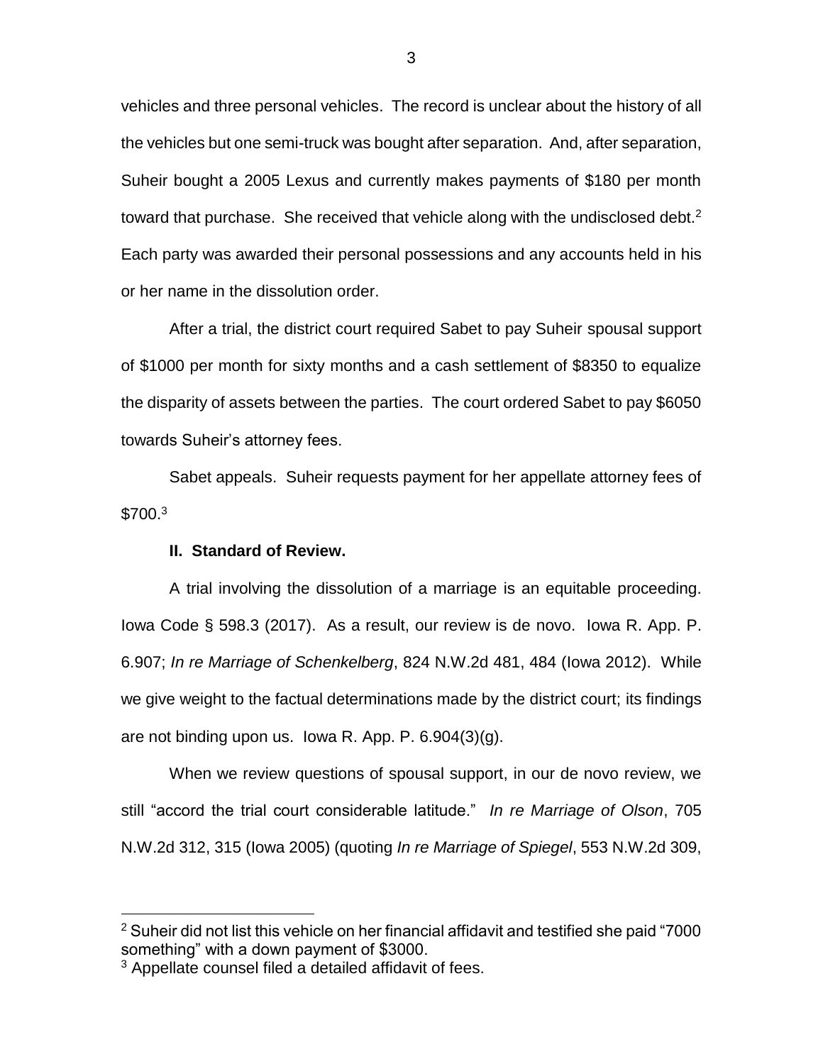vehicles and three personal vehicles. The record is unclear about the history of all the vehicles but one semi-truck was bought after separation. And, after separation, Suheir bought a 2005 Lexus and currently makes payments of $180 per month toward that purchase. She received that vehicle along with the undisclosed debt.[2] Each party was awarded their personal possessions and any accounts held in his or her name in the dissolution order.

After a trial, the district court required Sabet to pay Suheir spousal support of $1000 per month for sixty months and a cash settlement of $8350 to equalize the disparity of assets between the parties. The court ordered Sabet to pay $6050 towards Suheir's attorney fees.

Sabet appeals. Suheir requests payment for her appellate attorney fees of $700.[3]

### II. Standard of Review.

A trial involving the dissolution of a marriage is an equitable proceeding. Iowa Code § 598.3 (2017). As a result, our review is de novo. Iowa R. App. P. 6.907; *In re Marriage of Schenkelberg*, 824 N.W.2d 481, 484 (Iowa 2012). While we give weight to the factual determinations made by the district court; its findings are not binding upon us. Iowa R. App. P. 6.904(3)(g).

When we review questions of spousal support, in our de novo review, we still "accord the trial court considerable latitude." *In re Marriage of Olson*, 705 N.W.2d 312, 315 (Iowa 2005) (quoting *In re Marriage of Spiegel*, 553 N.W.2d 309,

---

[2] Suheir did not list this vehicle on her financial affidavit and testified she paid "7000 something" with a down payment of $3000.

[3] Appellate counsel filed a detailed affidavit of fees.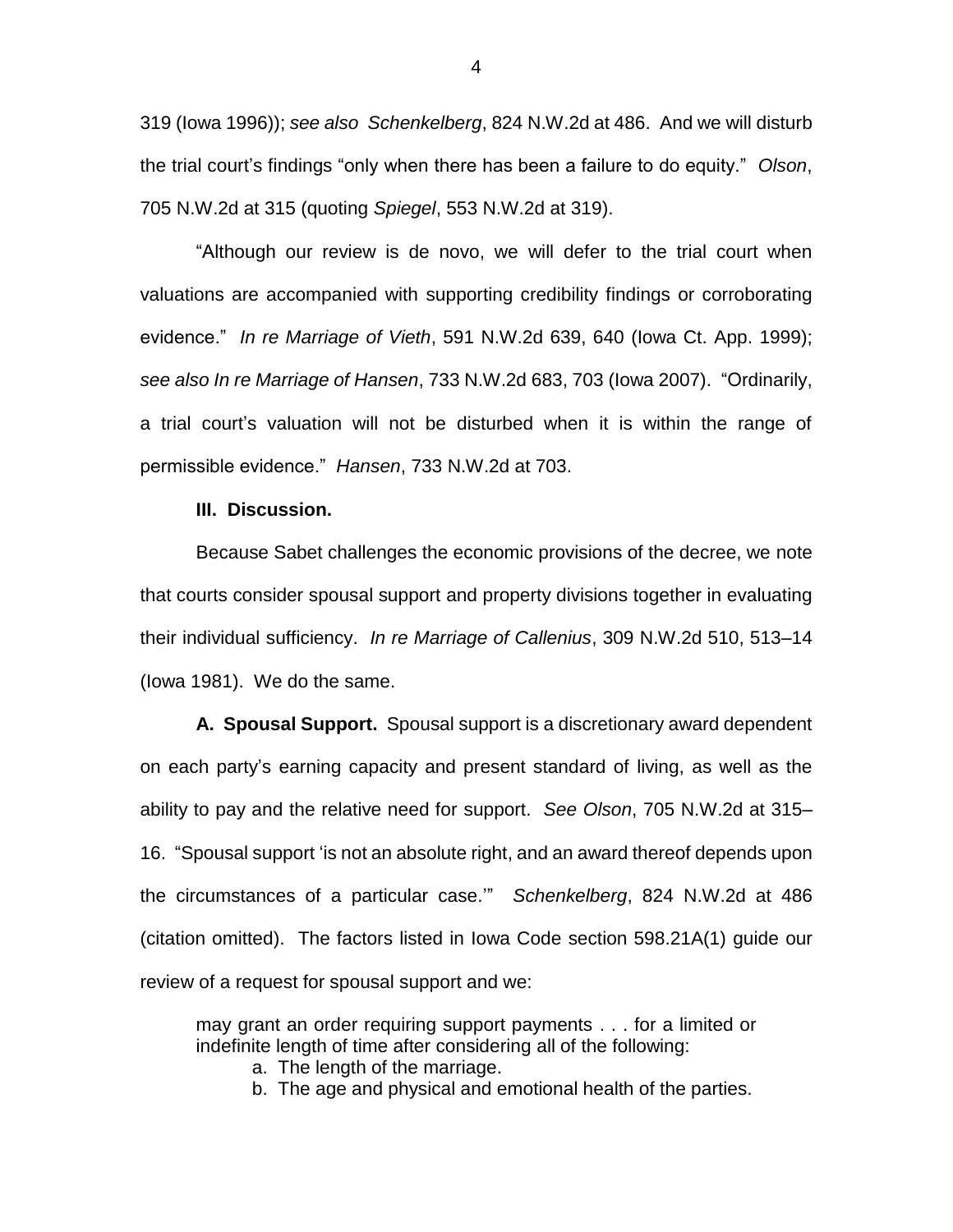319 (Iowa 1996)); *see also Schenkelberg*, 824 N.W.2d at 486. And we will disturb the trial court's findings "only when there has been a failure to do equity." *Olson*, 705 N.W.2d at 315 (quoting *Spiegel*, 553 N.W.2d at 319).

"Although our review is de novo, we will defer to the trial court when valuations are accompanied with supporting credibility findings or corroborating evidence." *In re Marriage of Vieth*, 591 N.W.2d 639, 640 (Iowa Ct. App. 1999); *see also In re Marriage of Hansen*, 733 N.W.2d 683, 703 (Iowa 2007). "Ordinarily, a trial court's valuation will not be disturbed when it is within the range of permissible evidence." *Hansen*, 733 N.W.2d at 703.

**III. Discussion.**

Because Sabet challenges the economic provisions of the decree, we note that courts consider spousal support and property divisions together in evaluating their individual sufficiency. *In re Marriage of Callenius*, 309 N.W.2d 510, 513–14 (Iowa 1981). We do the same.

**A. Spousal Support.** Spousal support is a discretionary award dependent on each party's earning capacity and present standard of living, as well as the ability to pay and the relative need for support. *See Olson*, 705 N.W.2d at 315–16. "Spousal support 'is not an absolute right, and an award thereof depends upon the circumstances of a particular case.'" *Schenkelberg*, 824 N.W.2d at 486 (citation omitted). The factors listed in Iowa Code section 598.21A(1) guide our review of a request for spousal support and we:

> may grant an order requiring support payments . . . for a limited or indefinite length of time after considering all of the following:
>
> a. The length of the marriage.
>
> b. The age and physical and emotional health of the parties.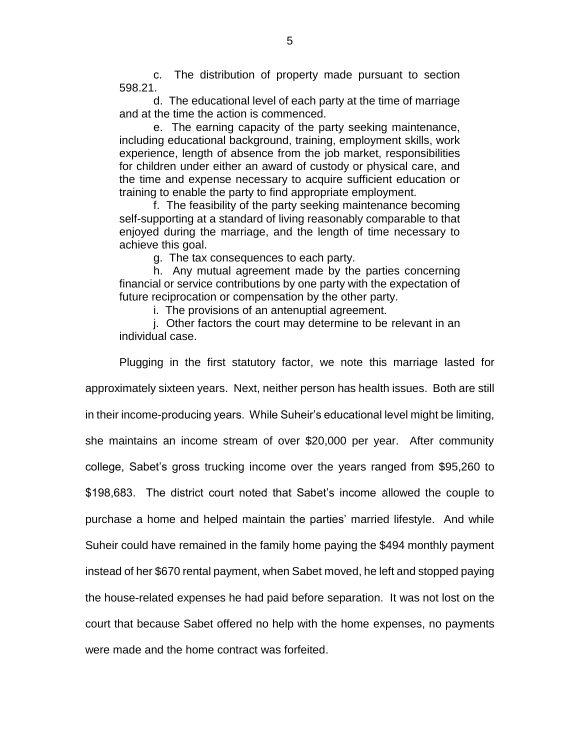c. The distribution of property made pursuant to section 598.21.

d. The educational level of each party at the time of marriage and at the time the action is commenced.

e. The earning capacity of the party seeking maintenance, including educational background, training, employment skills, work experience, length of absence from the job market, responsibilities for children under either an award of custody or physical care, and the time and expense necessary to acquire sufficient education or training to enable the party to find appropriate employment.

f. The feasibility of the party seeking maintenance becoming self-supporting at a standard of living reasonably comparable to that enjoyed during the marriage, and the length of time necessary to achieve this goal.

g. The tax consequences to each party.

h. Any mutual agreement made by the parties concerning financial or service contributions by one party with the expectation of future reciprocation or compensation by the other party.

i. The provisions of an antenuptial agreement.

j. Other factors the court may determine to be relevant in an individual case.

Plugging in the first statutory factor, we note this marriage lasted for approximately sixteen years. Next, neither person has health issues. Both are still in their income-producing years. While Suheir's educational level might be limiting, she maintains an income stream of over $20,000 per year. After community college, Sabet's gross trucking income over the years ranged from $95,260 to $198,683. The district court noted that Sabet's income allowed the couple to purchase a home and helped maintain the parties' married lifestyle. And while Suheir could have remained in the family home paying the $494 monthly payment instead of her $670 rental payment, when Sabet moved, he left and stopped paying the house-related expenses he had paid before separation. It was not lost on the court that because Sabet offered no help with the home expenses, no payments were made and the home contract was forfeited.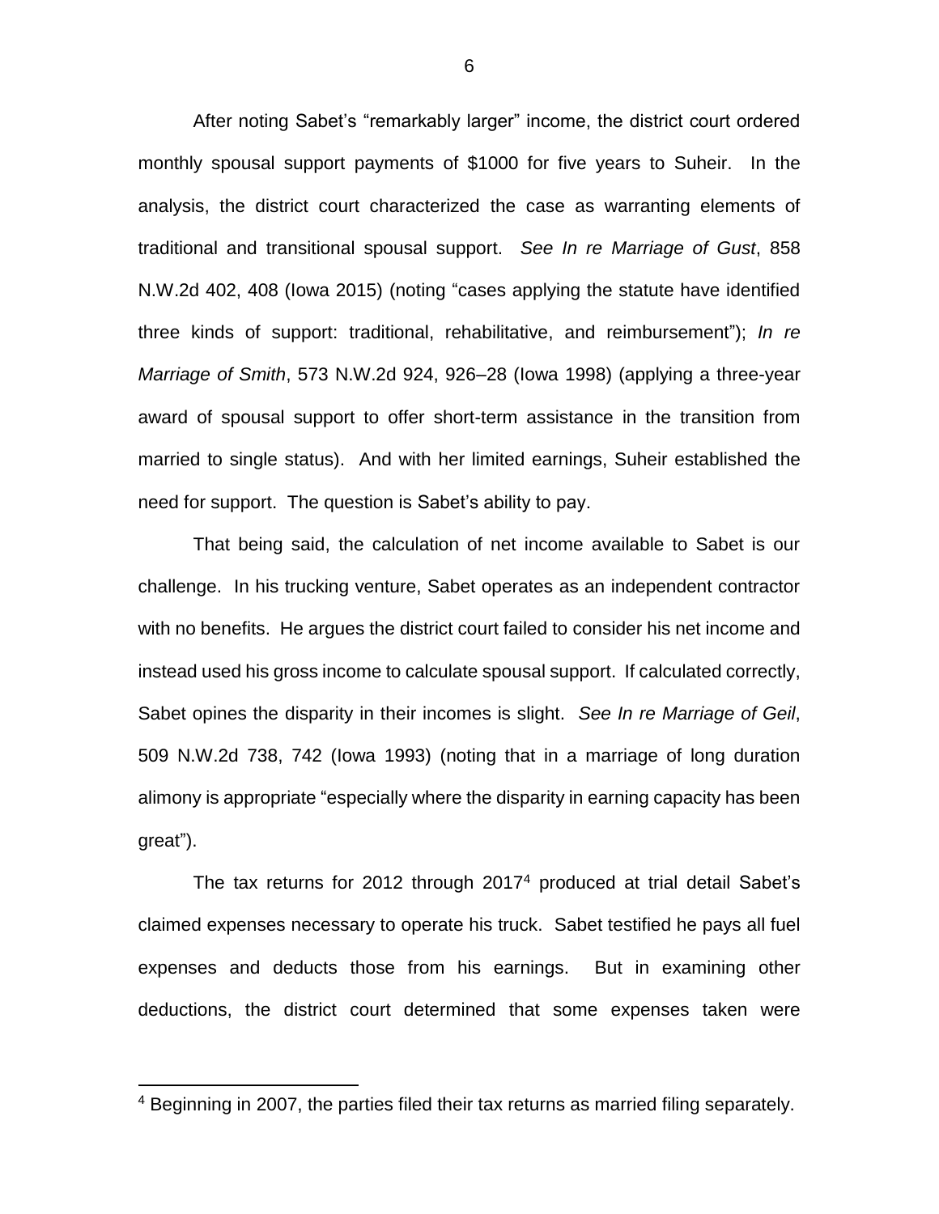After noting Sabet's "remarkably larger" income, the district court ordered monthly spousal support payments of $1000 for five years to Suheir. In the analysis, the district court characterized the case as warranting elements of traditional and transitional spousal support. *See In re Marriage of Gust*, 858 N.W.2d 402, 408 (Iowa 2015) (noting "cases applying the statute have identified three kinds of support: traditional, rehabilitative, and reimbursement"); *In re Marriage of Smith*, 573 N.W.2d 924, 926–28 (Iowa 1998) (applying a three-year award of spousal support to offer short-term assistance in the transition from married to single status). And with her limited earnings, Suheir established the need for support. The question is Sabet's ability to pay.

That being said, the calculation of net income available to Sabet is our challenge. In his trucking venture, Sabet operates as an independent contractor with no benefits. He argues the district court failed to consider his net income and instead used his gross income to calculate spousal support. If calculated correctly, Sabet opines the disparity in their incomes is slight. *See In re Marriage of Geil*, 509 N.W.2d 738, 742 (Iowa 1993) (noting that in a marriage of long duration alimony is appropriate "especially where the disparity in earning capacity has been great").

The tax returns for 2012 through 2017[4] produced at trial detail Sabet's claimed expenses necessary to operate his truck. Sabet testified he pays all fuel expenses and deducts those from his earnings. But in examining other deductions, the district court determined that some expenses taken were

[4] Beginning in 2007, the parties filed their tax returns as married filing separately.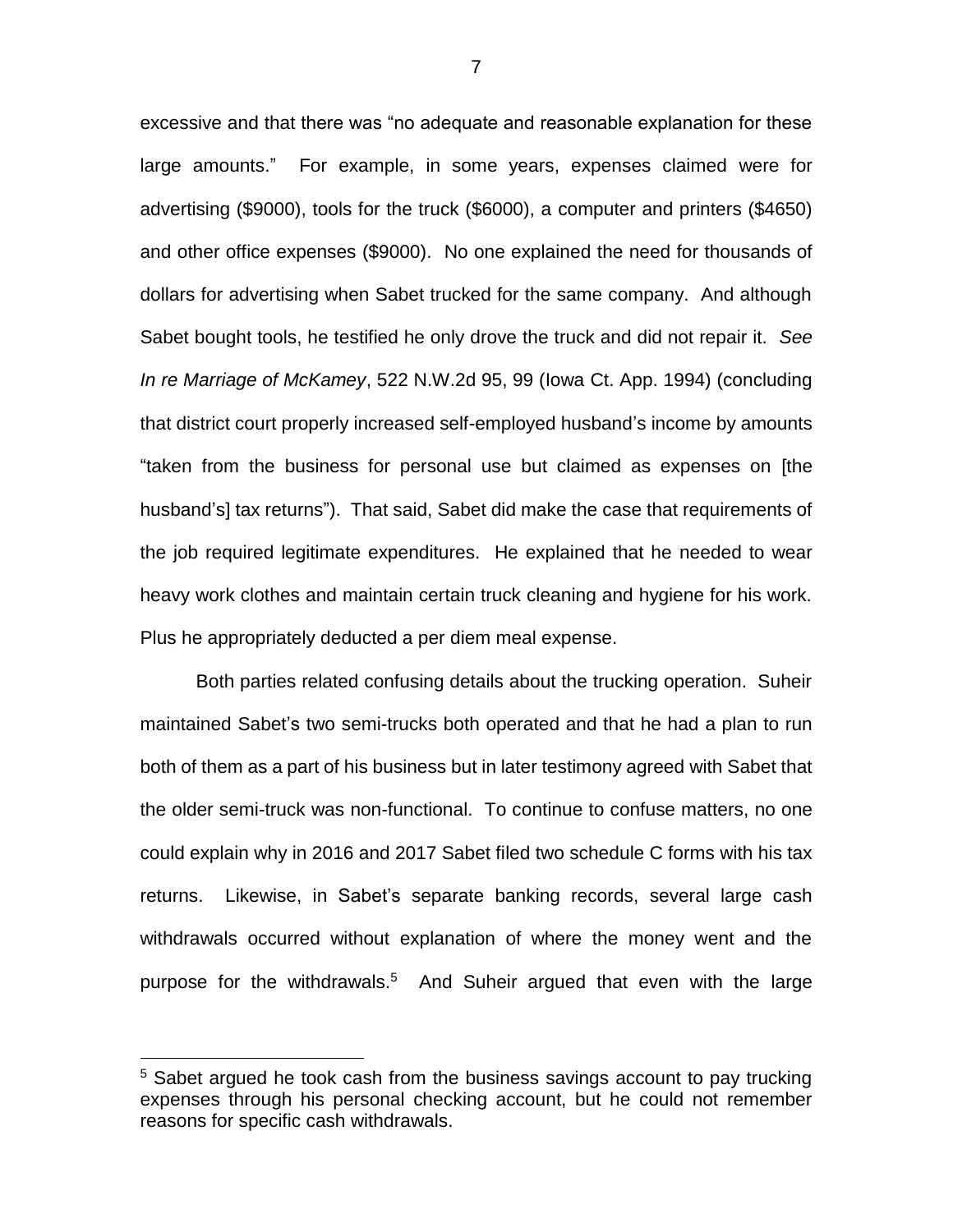excessive and that there was "no adequate and reasonable explanation for these large amounts." For example, in some years, expenses claimed were for advertising ($9000), tools for the truck ($6000), a computer and printers ($4650) and other office expenses ($9000). No one explained the need for thousands of dollars for advertising when Sabet trucked for the same company. And although Sabet bought tools, he testified he only drove the truck and did not repair it. *See In re Marriage of McKamey*, 522 N.W.2d 95, 99 (Iowa Ct. App. 1994) (concluding that district court properly increased self-employed husband's income by amounts "taken from the business for personal use but claimed as expenses on [the husband's] tax returns"). That said, Sabet did make the case that requirements of the job required legitimate expenditures. He explained that he needed to wear heavy work clothes and maintain certain truck cleaning and hygiene for his work. Plus he appropriately deducted a per diem meal expense.

Both parties related confusing details about the trucking operation. Suheir maintained Sabet's two semi-trucks both operated and that he had a plan to run both of them as a part of his business but in later testimony agreed with Sabet that the older semi-truck was non-functional. To continue to confuse matters, no one could explain why in 2016 and 2017 Sabet filed two schedule C forms with his tax returns. Likewise, in Sabet's separate banking records, several large cash withdrawals occurred without explanation of where the money went and the purpose for the withdrawals.[5] And Suheir argued that even with the large

---

[5] Sabet argued he took cash from the business savings account to pay trucking expenses through his personal checking account, but he could not remember reasons for specific cash withdrawals.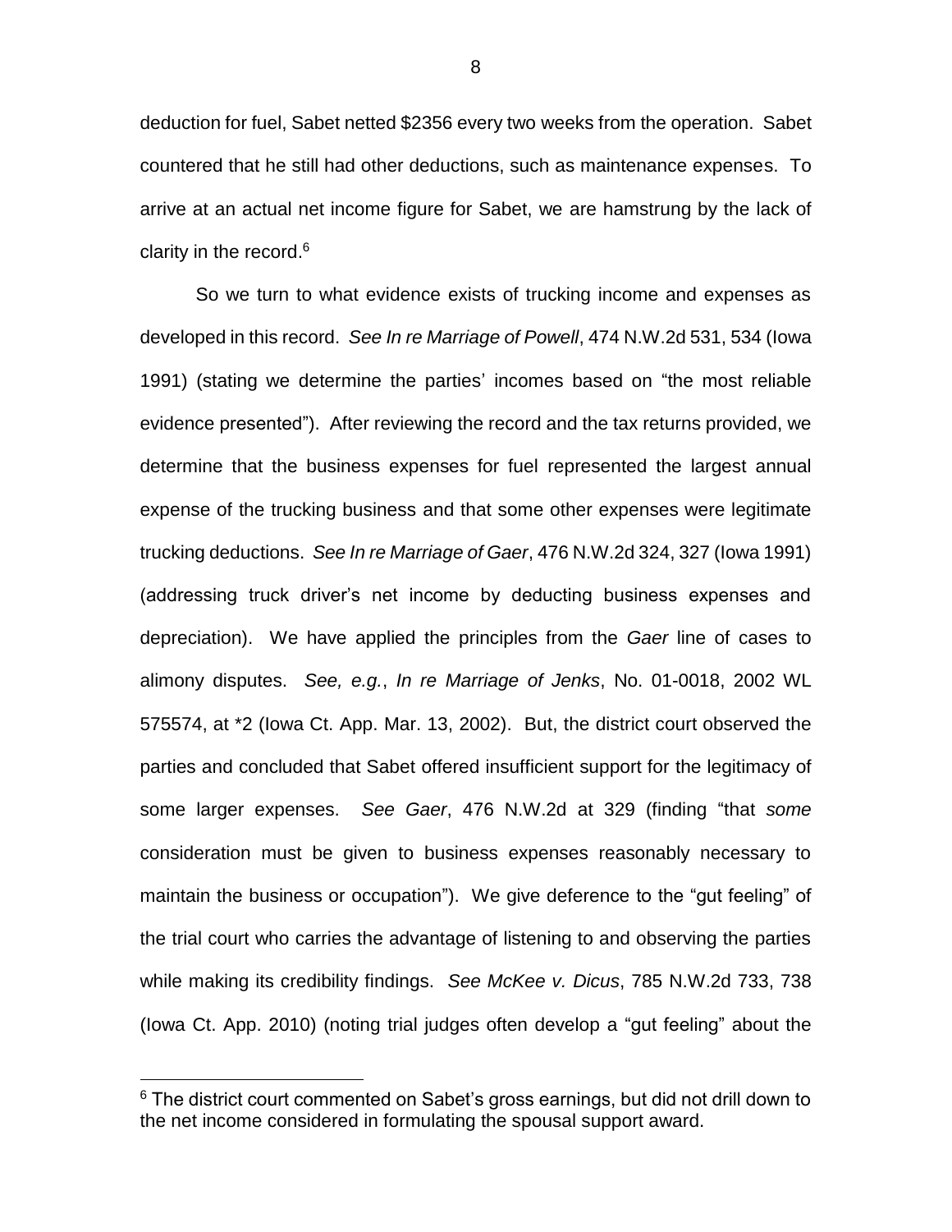deduction for fuel, Sabet netted $2356 every two weeks from the operation. Sabet countered that he still had other deductions, such as maintenance expenses. To arrive at an actual net income figure for Sabet, we are hamstrung by the lack of clarity in the record.[6]

So we turn to what evidence exists of trucking income and expenses as developed in this record. *See In re Marriage of Powell*, 474 N.W.2d 531, 534 (Iowa 1991) (stating we determine the parties' incomes based on "the most reliable evidence presented"). After reviewing the record and the tax returns provided, we determine that the business expenses for fuel represented the largest annual expense of the trucking business and that some other expenses were legitimate trucking deductions. *See In re Marriage of Gaer*, 476 N.W.2d 324, 327 (Iowa 1991) (addressing truck driver's net income by deducting business expenses and depreciation). We have applied the principles from the *Gaer* line of cases to alimony disputes. *See, e.g.*, *In re Marriage of Jenks*, No. 01-0018, 2002 WL 575574, at *2 (Iowa Ct. App. Mar. 13, 2002). But, the district court observed the parties and concluded that Sabet offered insufficient support for the legitimacy of some larger expenses. *See Gaer*, 476 N.W.2d at 329 (finding "that *some* consideration must be given to business expenses reasonably necessary to maintain the business or occupation"). We give deference to the "gut feeling" of the trial court who carries the advantage of listening to and observing the parties while making its credibility findings. *See McKee v. Dicus*, 785 N.W.2d 733, 738 (Iowa Ct. App. 2010) (noting trial judges often develop a "gut feeling" about the

---

[6] The district court commented on Sabet's gross earnings, but did not drill down to the net income considered in formulating the spousal support award.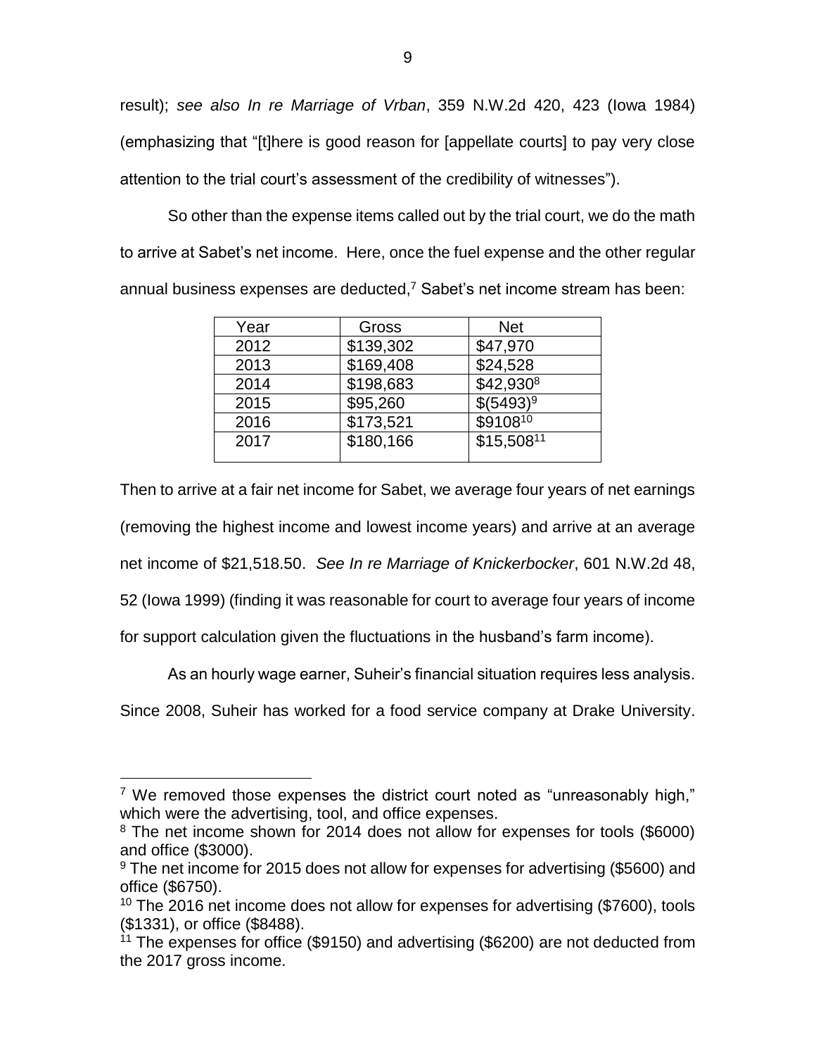result); *see also In re Marriage of Vrban*, 359 N.W.2d 420, 423 (Iowa 1984) (emphasizing that "[t]here is good reason for [appellate courts] to pay very close attention to the trial court's assessment of the credibility of witnesses").

So other than the expense items called out by the trial court, we do the math to arrive at Sabet's net income. Here, once the fuel expense and the other regular annual business expenses are deducted,[7] Sabet's net income stream has been:

| Year | Gross | Net |
|---|---|---|
| 2012 | $139,302 | $47,970 |
| 2013 | $169,408 | $24,528 |
| 2014 | $198,683 | $42,930[8] |
| 2015 | $95,260 | $(5493)[9] |
| 2016 | $173,521 | $9108[10] |
| 2017 | $180,166 | $15,508[11] |

Then to arrive at a fair net income for Sabet, we average four years of net earnings (removing the highest income and lowest income years) and arrive at an average net income of $21,518.50. *See In re Marriage of Knickerbocker*, 601 N.W.2d 48, 52 (Iowa 1999) (finding it was reasonable for court to average four years of income for support calculation given the fluctuations in the husband's farm income).

As an hourly wage earner, Suheir's financial situation requires less analysis. Since 2008, Suheir has worked for a food service company at Drake University.

---

[7] We removed those expenses the district court noted as "unreasonably high," which were the advertising, tool, and office expenses.

[8] The net income shown for 2014 does not allow for expenses for tools ($6000) and office ($3000).

[9] The net income for 2015 does not allow for expenses for advertising ($5600) and office ($6750).

[10] The 2016 net income does not allow for expenses for advertising ($7600), tools ($1331), or office ($8488).

[11] The expenses for office ($9150) and advertising ($6200) are not deducted from the 2017 gross income.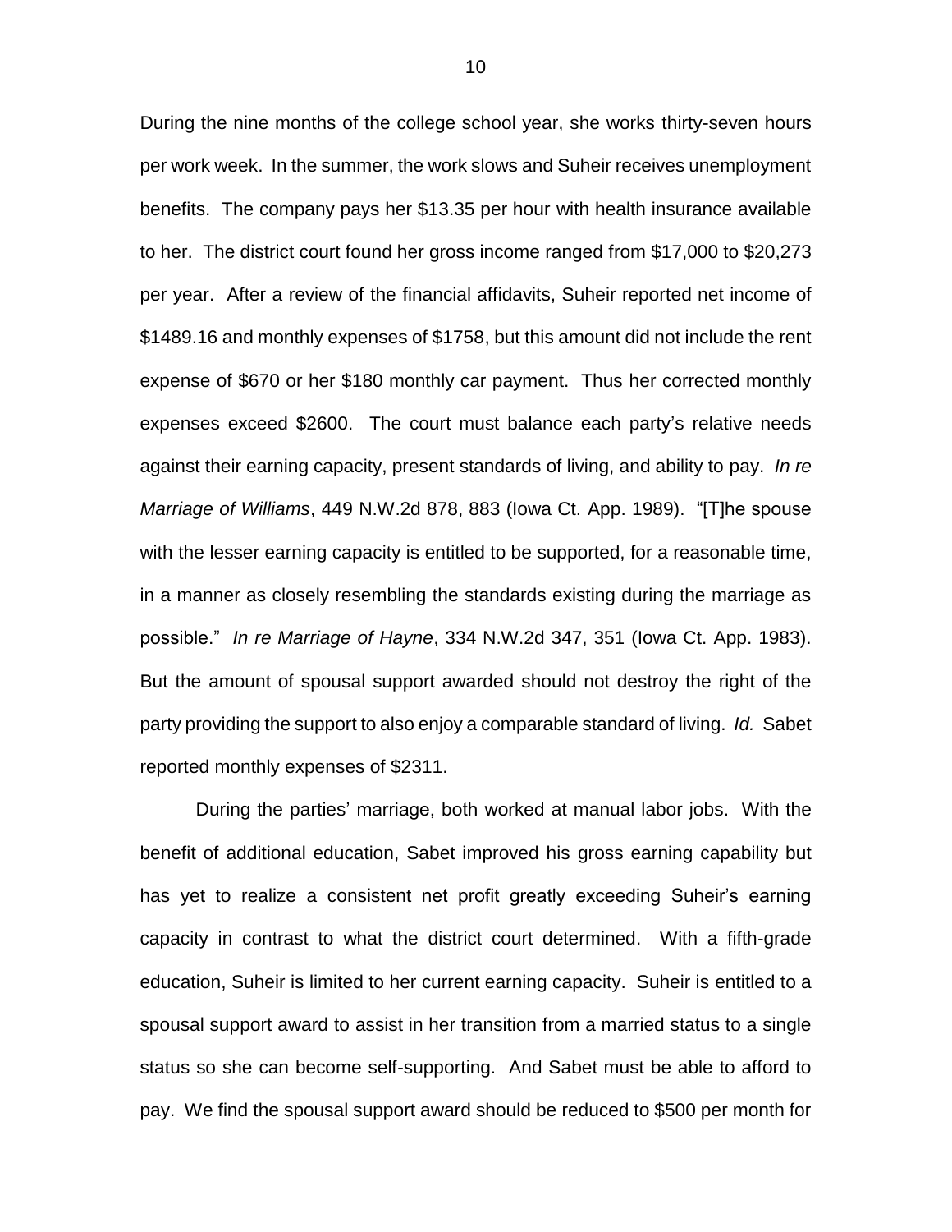During the nine months of the college school year, she works thirty-seven hours per work week. In the summer, the work slows and Suheir receives unemployment benefits. The company pays her $13.35 per hour with health insurance available to her. The district court found her gross income ranged from $17,000 to $20,273 per year. After a review of the financial affidavits, Suheir reported net income of $1489.16 and monthly expenses of $1758, but this amount did not include the rent expense of $670 or her $180 monthly car payment. Thus her corrected monthly expenses exceed $2600. The court must balance each party's relative needs against their earning capacity, present standards of living, and ability to pay. *In re Marriage of Williams*, 449 N.W.2d 878, 883 (Iowa Ct. App. 1989). "[T]he spouse with the lesser earning capacity is entitled to be supported, for a reasonable time, in a manner as closely resembling the standards existing during the marriage as possible." *In re Marriage of Hayne*, 334 N.W.2d 347, 351 (Iowa Ct. App. 1983). But the amount of spousal support awarded should not destroy the right of the party providing the support to also enjoy a comparable standard of living. *Id.* Sabet reported monthly expenses of $2311.

During the parties' marriage, both worked at manual labor jobs. With the benefit of additional education, Sabet improved his gross earning capability but has yet to realize a consistent net profit greatly exceeding Suheir's earning capacity in contrast to what the district court determined. With a fifth-grade education, Suheir is limited to her current earning capacity. Suheir is entitled to a spousal support award to assist in her transition from a married status to a single status so she can become self-supporting. And Sabet must be able to afford to pay. We find the spousal support award should be reduced to $500 per month for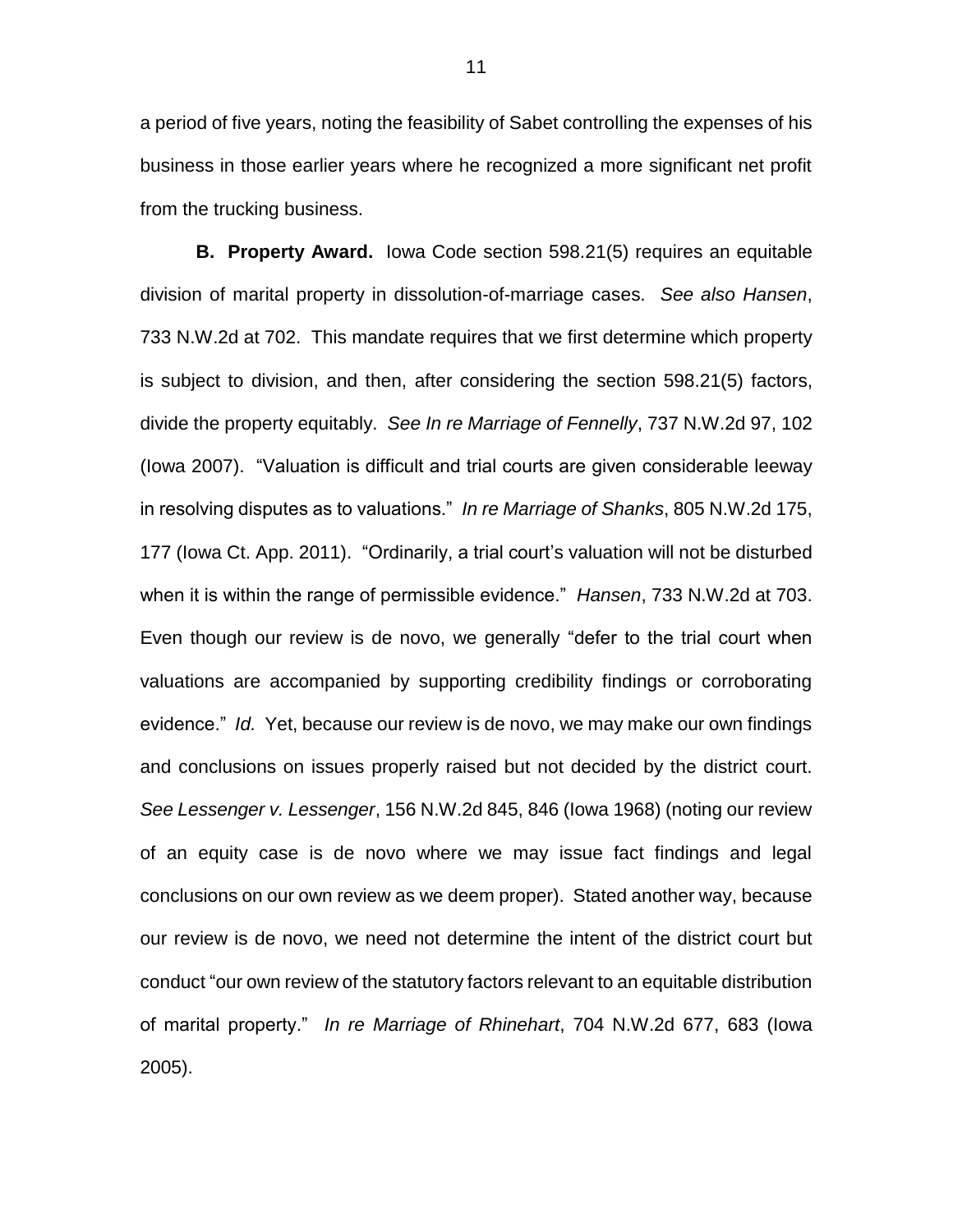a period of five years, noting the feasibility of Sabet controlling the expenses of his business in those earlier years where he recognized a more significant net profit from the trucking business.

**B. Property Award.** Iowa Code section 598.21(5) requires an equitable division of marital property in dissolution-of-marriage cases. *See also Hansen*, 733 N.W.2d at 702. This mandate requires that we first determine which property is subject to division, and then, after considering the section 598.21(5) factors, divide the property equitably. *See In re Marriage of Fennelly*, 737 N.W.2d 97, 102 (Iowa 2007). "Valuation is difficult and trial courts are given considerable leeway in resolving disputes as to valuations." *In re Marriage of Shanks*, 805 N.W.2d 175, 177 (Iowa Ct. App. 2011). "Ordinarily, a trial court's valuation will not be disturbed when it is within the range of permissible evidence." *Hansen*, 733 N.W.2d at 703. Even though our review is de novo, we generally "defer to the trial court when valuations are accompanied by supporting credibility findings or corroborating evidence." *Id.* Yet, because our review is de novo, we may make our own findings and conclusions on issues properly raised but not decided by the district court. *See Lessenger v. Lessenger*, 156 N.W.2d 845, 846 (Iowa 1968) (noting our review of an equity case is de novo where we may issue fact findings and legal conclusions on our own review as we deem proper). Stated another way, because our review is de novo, we need not determine the intent of the district court but conduct "our own review of the statutory factors relevant to an equitable distribution of marital property." *In re Marriage of Rhinehart*, 704 N.W.2d 677, 683 (Iowa 2005).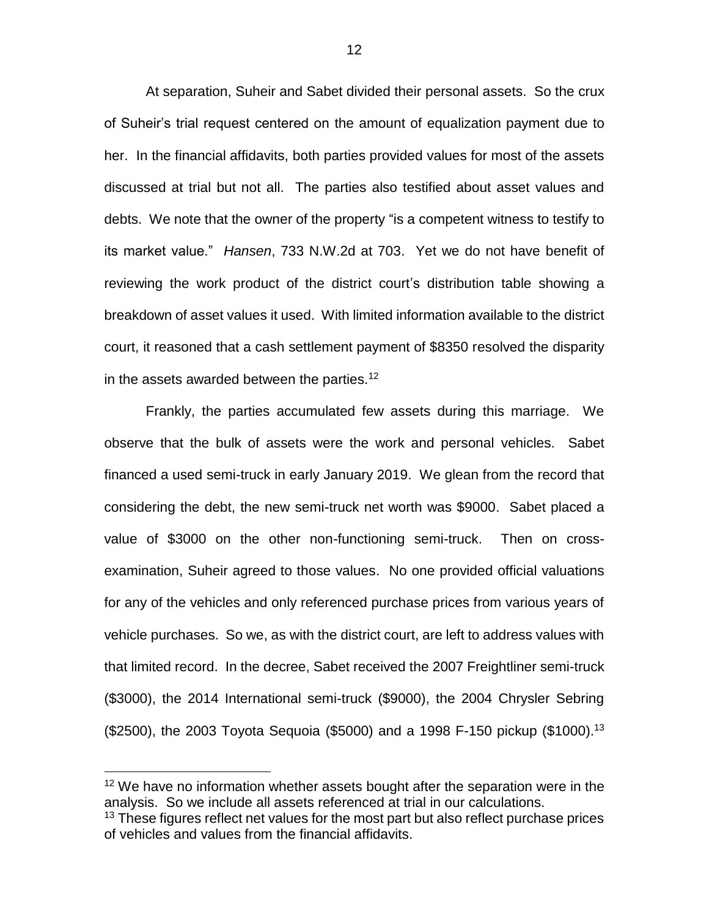At separation, Suheir and Sabet divided their personal assets. So the crux of Suheir's trial request centered on the amount of equalization payment due to her. In the financial affidavits, both parties provided values for most of the assets discussed at trial but not all. The parties also testified about asset values and debts. We note that the owner of the property "is a competent witness to testify to its market value." *Hansen*, 733 N.W.2d at 703. Yet we do not have benefit of reviewing the work product of the district court's distribution table showing a breakdown of asset values it used. With limited information available to the district court, it reasoned that a cash settlement payment of $8350 resolved the disparity in the assets awarded between the parties.[12]

Frankly, the parties accumulated few assets during this marriage. We observe that the bulk of assets were the work and personal vehicles. Sabet financed a used semi-truck in early January 2019. We glean from the record that considering the debt, the new semi-truck net worth was $9000. Sabet placed a value of $3000 on the other non-functioning semi-truck. Then on cross-examination, Suheir agreed to those values. No one provided official valuations for any of the vehicles and only referenced purchase prices from various years of vehicle purchases. So we, as with the district court, are left to address values with that limited record. In the decree, Sabet received the 2007 Freightliner semi-truck ($3000), the 2014 International semi-truck ($9000), the 2004 Chrysler Sebring ($2500), the 2003 Toyota Sequoia ($5000) and a 1998 F-150 pickup ($1000).[13]

---

[12] We have no information whether assets bought after the separation were in the analysis. So we include all assets referenced at trial in our calculations.

[13] These figures reflect net values for the most part but also reflect purchase prices of vehicles and values from the financial affidavits.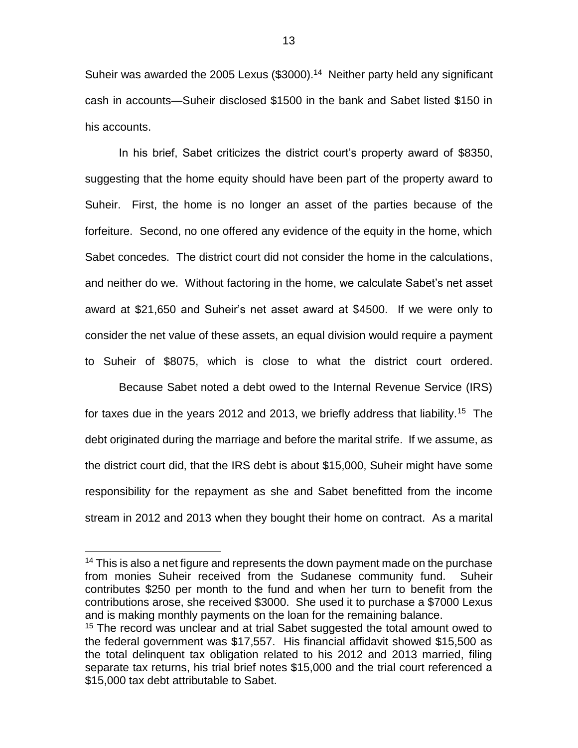Suheir was awarded the 2005 Lexus ($3000).[14] Neither party held any significant cash in accounts—Suheir disclosed $1500 in the bank and Sabet listed $150 in his accounts.

In his brief, Sabet criticizes the district court's property award of $8350, suggesting that the home equity should have been part of the property award to Suheir. First, the home is no longer an asset of the parties because of the forfeiture. Second, no one offered any evidence of the equity in the home, which Sabet concedes. The district court did not consider the home in the calculations, and neither do we. Without factoring in the home, we calculate Sabet's net asset award at $21,650 and Suheir's net asset award at $4500. If we were only to consider the net value of these assets, an equal division would require a payment to Suheir of $8075, which is close to what the district court ordered.

Because Sabet noted a debt owed to the Internal Revenue Service (IRS) for taxes due in the years 2012 and 2013, we briefly address that liability.[15] The debt originated during the marriage and before the marital strife. If we assume, as the district court did, that the IRS debt is about $15,000, Suheir might have some responsibility for the repayment as she and Sabet benefitted from the income stream in 2012 and 2013 when they bought their home on contract. As a marital

---

[14] This is also a net figure and represents the down payment made on the purchase from monies Suheir received from the Sudanese community fund. Suheir contributes $250 per month to the fund and when her turn to benefit from the contributions arose, she received $3000. She used it to purchase a $7000 Lexus and is making monthly payments on the loan for the remaining balance.

[15] The record was unclear and at trial Sabet suggested the total amount owed to the federal government was $17,557. His financial affidavit showed $15,500 as the total delinquent tax obligation related to his 2012 and 2013 married, filing separate tax returns, his trial brief notes $15,000 and the trial court referenced a $15,000 tax debt attributable to Sabet.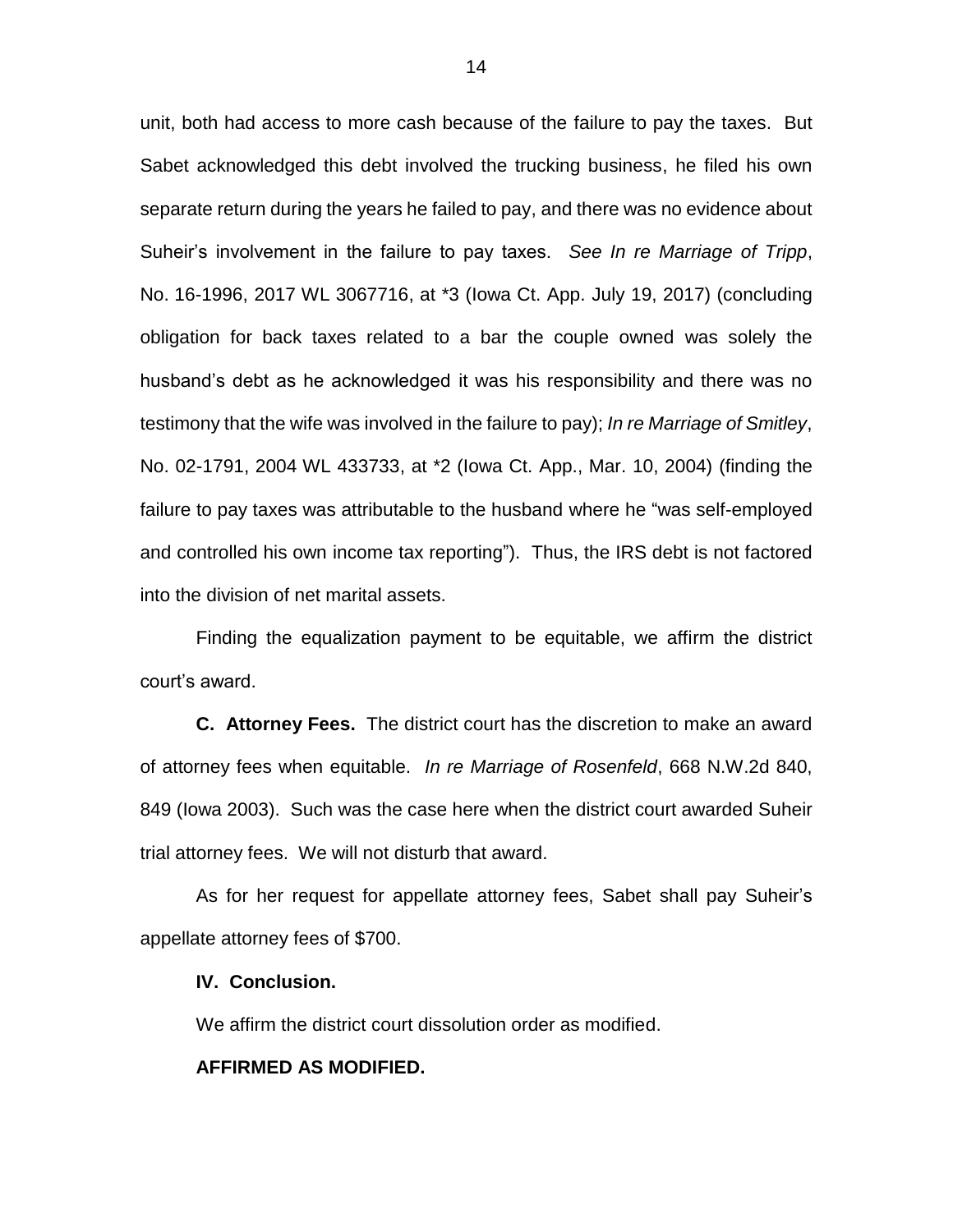unit, both had access to more cash because of the failure to pay the taxes. But Sabet acknowledged this debt involved the trucking business, he filed his own separate return during the years he failed to pay, and there was no evidence about Suheir's involvement in the failure to pay taxes. *See In re Marriage of Tripp*, No. 16-1996, 2017 WL 3067716, at *3 (Iowa Ct. App. July 19, 2017) (concluding obligation for back taxes related to a bar the couple owned was solely the husband's debt as he acknowledged it was his responsibility and there was no testimony that the wife was involved in the failure to pay); *In re Marriage of Smitley*, No. 02-1791, 2004 WL 433733, at *2 (Iowa Ct. App., Mar. 10, 2004) (finding the failure to pay taxes was attributable to the husband where he "was self-employed and controlled his own income tax reporting"). Thus, the IRS debt is not factored into the division of net marital assets.

Finding the equalization payment to be equitable, we affirm the district court's award.

**C. Attorney Fees.** The district court has the discretion to make an award of attorney fees when equitable. *In re Marriage of Rosenfeld*, 668 N.W.2d 840, 849 (Iowa 2003). Such was the case here when the district court awarded Suheir trial attorney fees. We will not disturb that award.

As for her request for appellate attorney fees, Sabet shall pay Suheir's appellate attorney fees of $700.

**IV. Conclusion.**

We affirm the district court dissolution order as modified.

**AFFIRMED AS MODIFIED.**